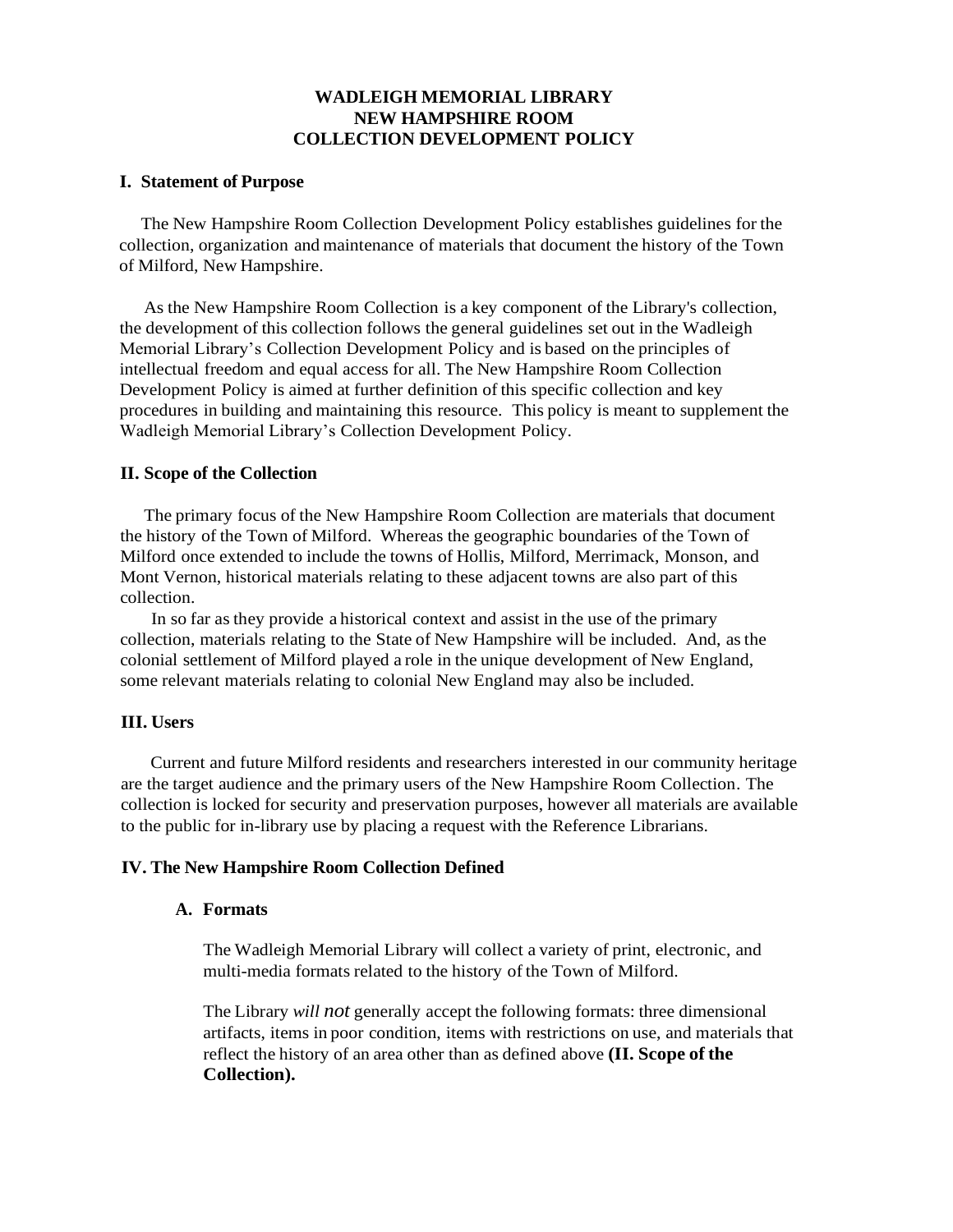# WADLEIGH MEMORIAL LIBRARY
# NEW HAMPSHIRE ROOM
# COLLECTION DEVELOPMENT POLICY

## I. Statement of Purpose

The New Hampshire Room Collection Development Policy establishes guidelines for the collection, organization and maintenance of materials that document the history of the Town of Milford, New Hampshire.

As the New Hampshire Room Collection is a key component of the Library's collection, the development of this collection follows the general guidelines set out in the Wadleigh Memorial Library's Collection Development Policy and is based on the principles of intellectual freedom and equal access for all. The New Hampshire Room Collection Development Policy is aimed at further definition of this specific collection and key procedures in building and maintaining this resource. This policy is meant to supplement the Wadleigh Memorial Library's Collection Development Policy.

## II. Scope of the Collection

The primary focus of the New Hampshire Room Collection are materials that document the history of the Town of Milford. Whereas the geographic boundaries of the Town of Milford once extended to include the towns of Hollis, Milford, Merrimack, Monson, and Mont Vernon, historical materials relating to these adjacent towns are also part of this collection.

In so far as they provide a historical context and assist in the use of the primary collection, materials relating to the State of New Hampshire will be included. And, as the colonial settlement of Milford played a role in the unique development of New England, some relevant materials relating to colonial New England may also be included.

## III. Users

Current and future Milford residents and researchers interested in our community heritage are the target audience and the primary users of the New Hampshire Room Collection. The collection is locked for security and preservation purposes, however all materials are available to the public for in-library use by placing a request with the Reference Librarians.

## IV. The New Hampshire Room Collection Defined

### A. Formats

The Wadleigh Memorial Library will collect a variety of print, electronic, and multi-media formats related to the history of the Town of Milford.

The Library *will not* generally accept the following formats: three dimensional artifacts, items in poor condition, items with restrictions on use, and materials that reflect the history of an area other than as defined above **(II. Scope of the Collection).**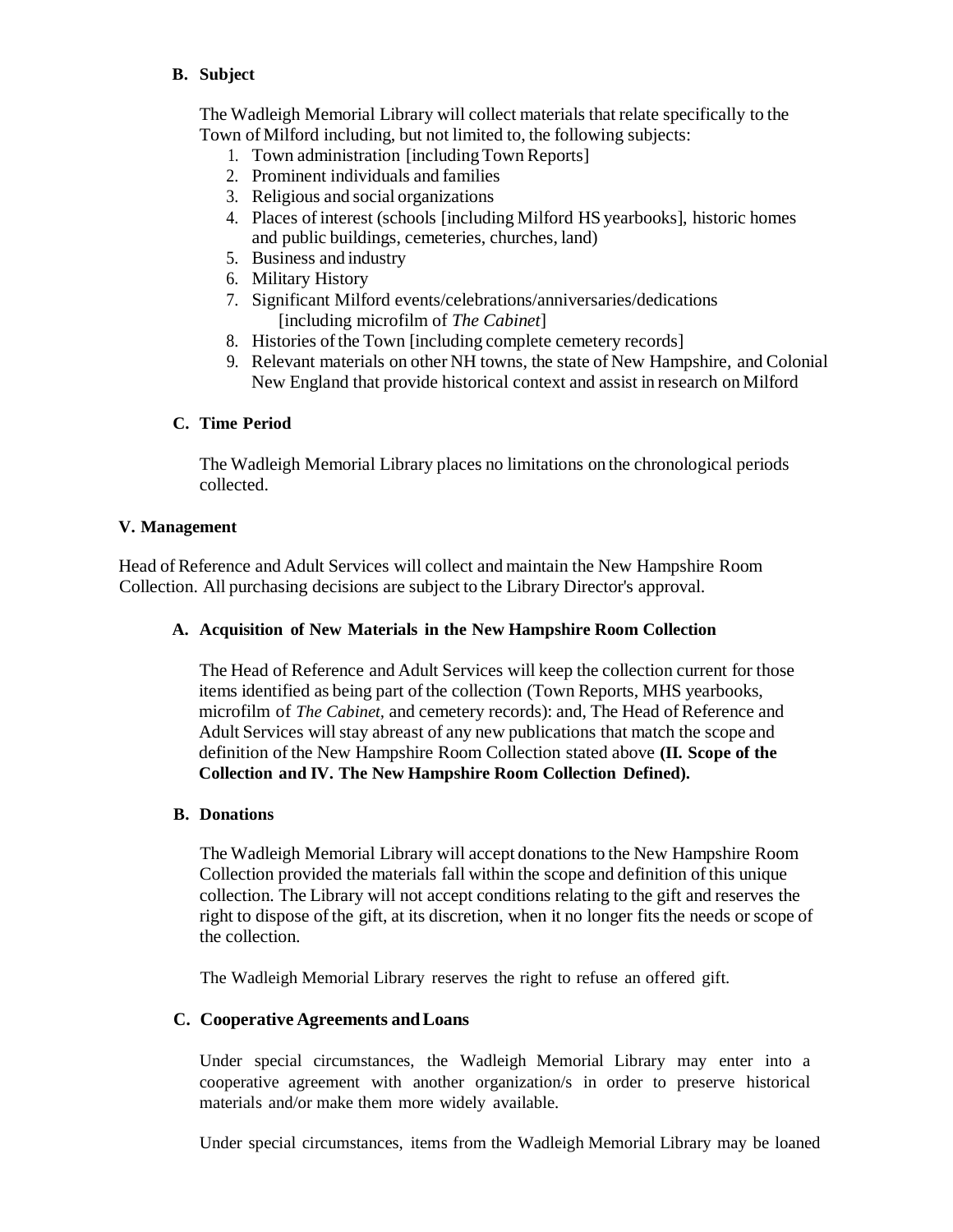### B. Subject

The Wadleigh Memorial Library will collect materials that relate specifically to the Town of Milford including, but not limited to, the following subjects:

1. Town administration [including Town Reports]
2. Prominent individuals and families
3. Religious and social organizations
4. Places of interest (schools [including Milford HS yearbooks], historic homes and public buildings, cemeteries, churches, land)
5. Business and industry
6. Military History
7. Significant Milford events/celebrations/anniversaries/dedications [including microfilm of *The Cabinet*]
8. Histories of the Town [including complete cemetery records]
9. Relevant materials on other NH towns, the state of New Hampshire, and Colonial New England that provide historical context and assist in research on Milford

### C. Time Period

The Wadleigh Memorial Library places no limitations on the chronological periods collected.

## V. Management

Head of Reference and Adult Services will collect and maintain the New Hampshire Room Collection. All purchasing decisions are subject to the Library Director's approval.

### A. Acquisition of New Materials in the New Hampshire Room Collection

The Head of Reference and Adult Services will keep the collection current for those items identified as being part of the collection (Town Reports, MHS yearbooks, microfilm of *The Cabinet*, and cemetery records): and, The Head of Reference and Adult Services will stay abreast of any new publications that match the scope and definition of the New Hampshire Room Collection stated above **(II. Scope of the Collection and IV. The New Hampshire Room Collection Defined).**

### B. Donations

The Wadleigh Memorial Library will accept donations to the New Hampshire Room Collection provided the materials fall within the scope and definition of this unique collection. The Library will not accept conditions relating to the gift and reserves the right to dispose of the gift, at its discretion, when it no longer fits the needs or scope of the collection.

The Wadleigh Memorial Library reserves the right to refuse an offered gift.

### C. Cooperative Agreements and Loans

Under special circumstances, the Wadleigh Memorial Library may enter into a cooperative agreement with another organization/s in order to preserve historical materials and/or make them more widely available.

Under special circumstances, items from the Wadleigh Memorial Library may be loaned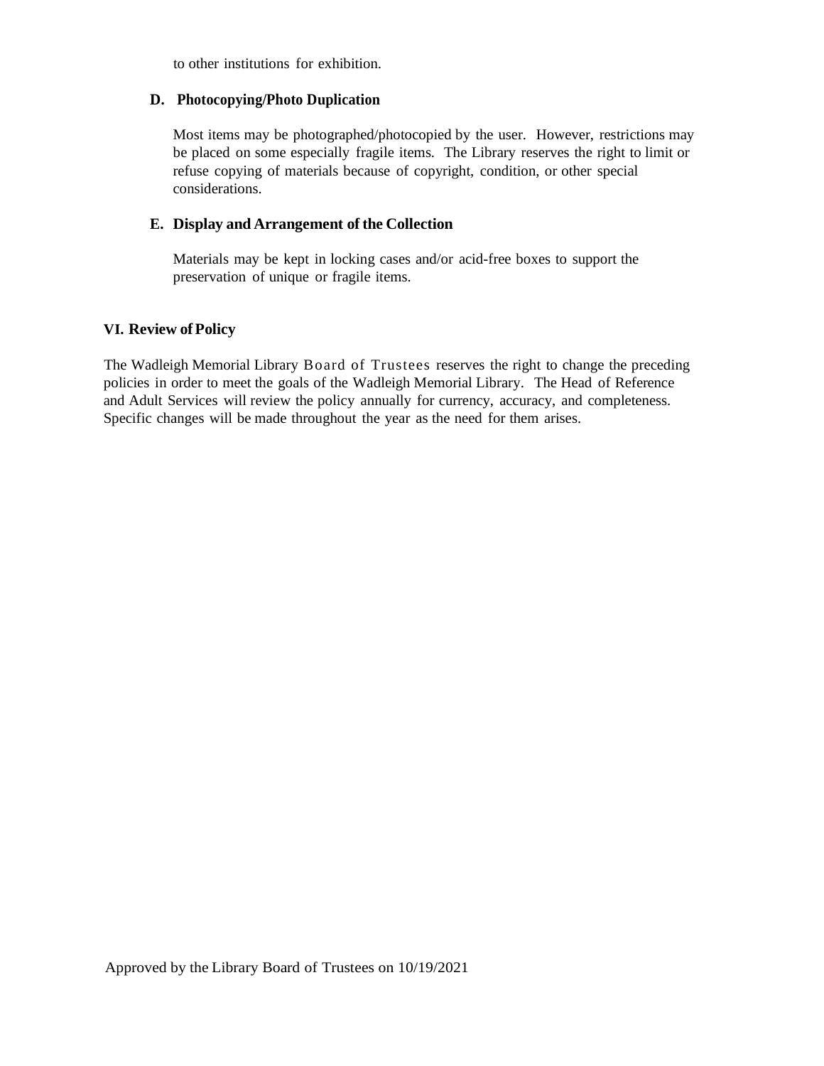to other institutions for exhibition.

### D. Photocopying/Photo Duplication

Most items may be photographed/photocopied by the user. However, restrictions may be placed on some especially fragile items. The Library reserves the right to limit or refuse copying of materials because of copyright, condition, or other special considerations.

### E. Display and Arrangement of the Collection

Materials may be kept in locking cases and/or acid-free boxes to support the preservation of unique or fragile items.

## VI. Review of Policy

The Wadleigh Memorial Library Board of Trustees reserves the right to change the preceding policies in order to meet the goals of the Wadleigh Memorial Library. The Head of Reference and Adult Services will review the policy annually for currency, accuracy, and completeness. Specific changes will be made throughout the year as the need for them arises.

Approved by the Library Board of Trustees on 10/19/2021